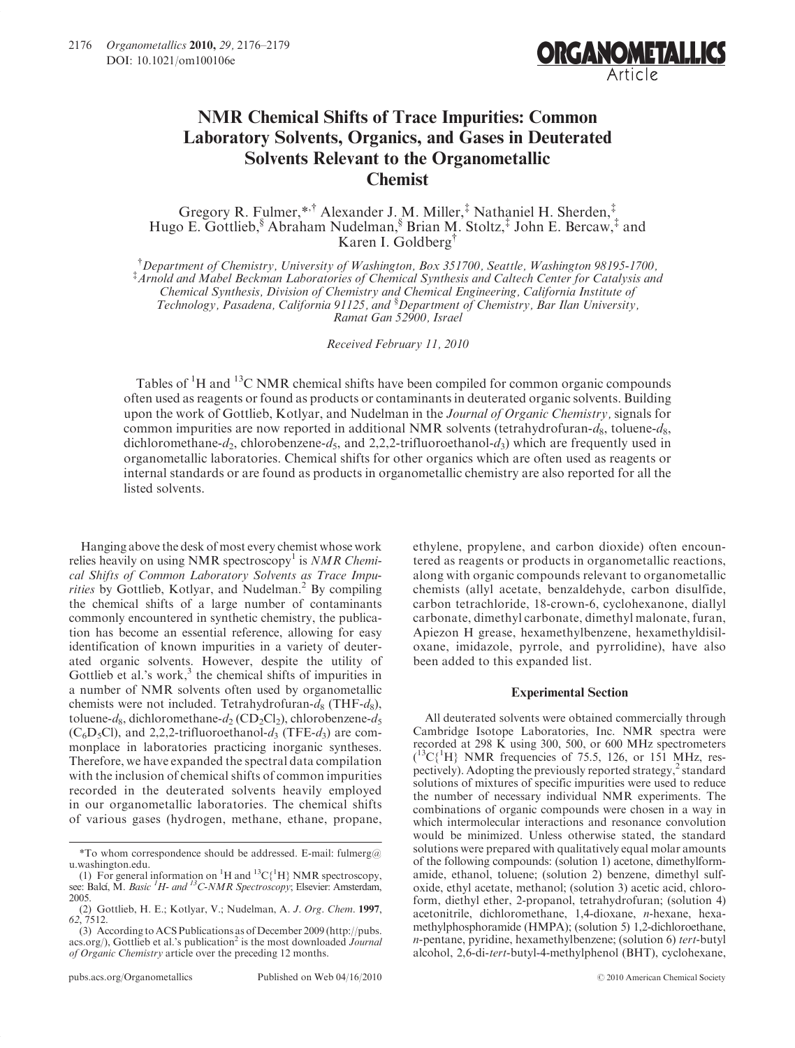# NMR Chemical Shifts of Trace Impurities: Common Laboratory Solvents, Organics, and Gases in Deuterated Solvents Relevant to the Organometallic Chemist

Gregory R. Fulmer,[*,†] Alexander J. M. Miller,[‡] Nathaniel H. Sherden,[‡] Hugo E. Gottlieb,[§] Abraham Nudelman,[§] Brian M. Stoltz,[‡] John E. Bercaw,[‡] and Karen I. Goldberg[†]

[†] Department of Chemistry, University of Washington, Box 351700, Seattle, Washington 98195-1700, [‡] Arnold and Mabel Beckman Laboratories of Chemical Synthesis and Caltech Center for Catalysis and Chemical Synthesis, Division of Chemistry and Chemical Engineering, California Institute of Technology, Pasadena, California 91125, and [§] Department of Chemistry, Bar Ilan University, Ramat Gan 52900, Israel

*Received February 11, 2010*

Tables of $^1$H and $^{13}$C NMR chemical shifts have been compiled for common organic compounds often used as reagents or found as products or contaminants in deuterated organic solvents. Building upon the work of Gottlieb, Kotlyar, and Nudelman in the *Journal of Organic Chemistry,* signals for common impurities are now reported in additional NMR solvents (tetrahydrofuran-$d_8$, toluene-$d_8$, dichloromethane-$d_2$, chlorobenzene-$d_5$, and 2,2,2-trifluoroethanol-$d_3$) which are frequently used in organometallic laboratories. Chemical shifts for other organics which are often used as reagents or internal standards or are found as products in organometallic chemistry are also reported for all the listed solvents.

Hanging above the desk of most every chemist whose work relies heavily on using NMR spectroscopy[1] is *NMR Chemical Shifts of Common Laboratory Solvents as Trace Impurities* by Gottlieb, Kotlyar, and Nudelman.[2] By compiling the chemical shifts of a large number of contaminants commonly encountered in synthetic chemistry, the publication has become an essential reference, allowing for easy identification of known impurities in a variety of deuterated organic solvents. However, despite the utility of Gottlieb et al.'s work,[3] the chemical shifts of impurities in a number of NMR solvents often used by organometallic chemists were not included. Tetrahydrofuran-$d_8$ (THF-$d_8$), toluene-$d_8$, dichloromethane-$d_2$ ($CD_2Cl_2$), chlorobenzene-$d_5$ ($C_6D_5Cl$), and 2,2,2-trifluoroethanol-$d_3$ (TFE-$d_3$) are commonplace in laboratories practicing inorganic syntheses. Therefore, we have expanded the spectral data compilation with the inclusion of chemical shifts of common impurities recorded in the deuterated solvents heavily employed in our organometallic laboratories. The chemical shifts of various gases (hydrogen, methane, ethane, propane, ethylene, propylene, and carbon dioxide) often encountered as reagents or products in organometallic reactions, along with organic compounds relevant to organometallic chemists (allyl acetate, benzaldehyde, carbon disulfide, carbon tetrachloride, 18-crown-6, cyclohexanone, diallyl carbonate, dimethyl carbonate, dimethyl malonate, furan, Apiezon H grease, hexamethylbenzene, hexamethyldisiloxane, imidazole, pyrrole, and pyrrolidine), have also been added to this expanded list.

## Experimental Section

All deuterated solvents were obtained commercially through Cambridge Isotope Laboratories, Inc. NMR spectra were recorded at 298 K using 300, 500, or 600 MHz spectrometers ($^{13}$C{$^1$H} NMR frequencies of 75.5, 126, or 151 MHz, respectively). Adopting the previously reported strategy,[2] standard solutions of mixtures of specific impurities were used to reduce the number of necessary individual NMR experiments. The combinations of organic compounds were chosen in a way in which intermolecular interactions and resonance convolution would be minimized. Unless otherwise stated, the standard solutions were prepared with qualitatively equal molar amounts of the following compounds: (solution 1) acetone, dimethylformamide, ethanol, toluene; (solution 2) benzene, dimethyl sulfoxide, ethyl acetate, methanol; (solution 3) acetic acid, chloroform, diethyl ether, 2-propanol, tetrahydrofuran; (solution 4) acetonitrile, dichloromethane, 1,4-dioxane, *n*-hexane, hexamethylphosphoramide (HMPA); (solution 5) 1,2-dichloroethane, *n*-pentane, pyridine, hexamethylbenzene; (solution 6) *tert*-butyl alcohol, 2,6-di-*tert*-butyl-4-methylphenol (BHT), cyclohexane,

---

*To whom correspondence should be addressed. E-mail: fulmerg@u.washington.edu.

(1) For general information on $^1$H and $^{13}$C{$^1$H} NMR spectroscopy, see: Balci, M. *Basic $^1$H- and $^{13}$C-NMR Spectroscopy*; Elsevier: Amsterdam, 2005.

(2) Gottlieb, H. E.; Kotlyar, V.; Nudelman, A. *J. Org. Chem.* **1997**, *62*, 7512.

(3) According to ACS Publications as of December 2009 (http://pubs.acs.org/), Gottlieb et al.'s publication[2] is the most downloaded *Journal of Organic Chemistry* article over the preceding 12 months.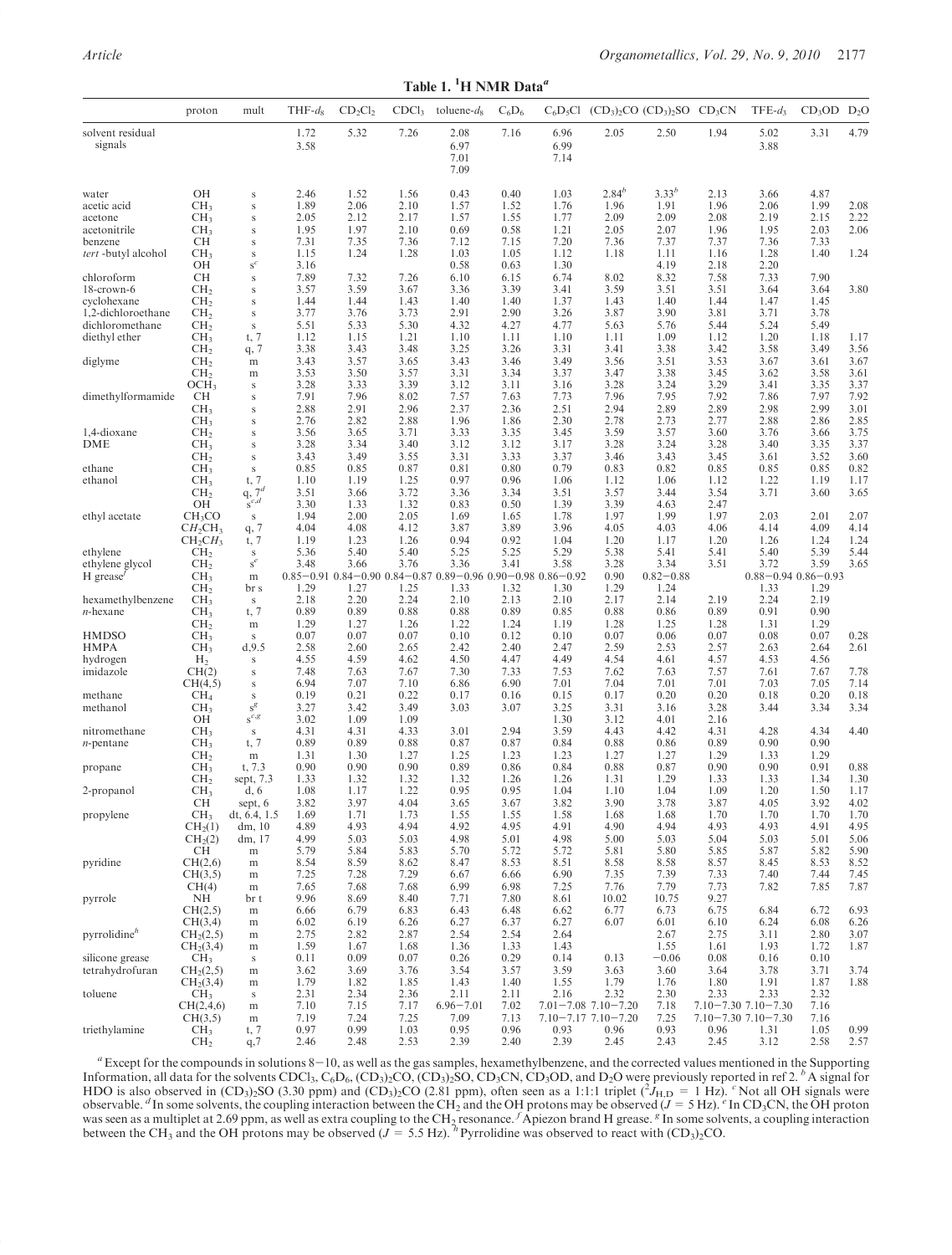**Table 1. $^1$H NMR Data[a]**

| | proton | mult | THF-$d_8$ | $CD_2Cl_2$ | $CDCl_3$ | toluene-$d_8$ | $C_6D_6$ | $C_6D_5Cl$ | $(CD_3)_2CO$ | $(CD_3)_2SO$ | $CD_3CN$ | TFE-$d_3$ | $CD_3OD$ | $D_2O$ |
|---|---|---|---|---|---|---|---|---|---|---|---|---|---|---|
| solvent residual signals | | | 1.72 | 5.32 | 7.26 | 2.08 | 7.16 | 6.96 | 2.05 | 2.50 | 1.94 | 5.02 | 3.31 | 4.79 |
| | | | 3.58 | | | 6.97 | | 6.99 | | | | 3.88 | | |
| | | | | | | 7.01 | | 7.14 | | | | | | |
| | | | | | | 7.09 | | | | | | | | |
| water | OH | s | 2.46 | 1.52 | 1.56 | 0.43 | 0.40 | 1.03 | 2.84[b] | 3.33[b] | 2.13 | 3.66 | 4.87 | |
| acetic acid | $CH_3$ | s | 1.89 | 2.06 | 2.10 | 1.57 | 1.52 | 1.76 | 1.96 | 1.91 | 1.96 | 2.06 | 1.99 | 2.08 |
| acetone | $CH_3$ | s | 2.05 | 2.12 | 2.17 | 1.57 | 1.55 | 1.77 | 2.09 | 2.09 | 2.08 | 2.19 | 2.15 | 2.22 |
| acetonitrile | $CH_3$ | s | 1.95 | 1.97 | 2.10 | 0.69 | 0.58 | 1.21 | 2.05 | 2.07 | 1.96 | 1.95 | 2.03 | 2.06 |
| benzene | CH | s | 7.31 | 7.35 | 7.36 | 7.12 | 7.15 | 7.20 | 7.36 | 7.37 | 7.37 | 7.36 | 7.33 | |
| *tert*-butyl alcohol | $CH_3$ | s | 1.15 | 1.24 | 1.28 | 1.03 | 1.05 | 1.12 | 1.18 | 1.11 | 1.16 | 1.28 | 1.40 | 1.24 |
| | OH | s[c] | 3.16 | | | 0.58 | 0.63 | 1.30 | | 4.19 | 2.18 | 2.20 | | |
| chloroform | CH | s | 7.89 | 7.32 | 7.26 | 6.10 | 6.15 | 6.74 | 8.02 | 8.32 | 7.58 | 7.33 | 7.90 | |
| 18-crown-6 | $CH_2$ | s | 3.57 | 3.59 | 3.67 | 3.36 | 3.39 | 3.41 | 3.59 | 3.51 | 3.51 | 3.64 | 3.64 | 3.80 |
| cyclohexane | $CH_2$ | s | 1.44 | 1.44 | 1.43 | 1.40 | 1.40 | 1.37 | 1.43 | 1.40 | 1.44 | 1.47 | 1.45 | |
| 1,2-dichloroethane | $CH_2$ | s | 3.77 | 3.76 | 3.73 | 2.91 | 2.90 | 3.26 | 3.87 | 3.90 | 3.81 | 3.71 | 3.78 | |
| dichloromethane | $CH_2$ | s | 5.51 | 5.33 | 5.30 | 4.32 | 4.27 | 4.77 | 5.63 | 5.76 | 5.44 | 5.24 | 5.49 | |
| diethyl ether | $CH_3$ | t, 7 | 1.12 | 1.15 | 1.21 | 1.10 | 1.11 | 1.10 | 1.11 | 1.09 | 1.12 | 1.20 | 1.18 | 1.17 |
| | $CH_2$ | q, 7 | 3.38 | 3.43 | 3.48 | 3.25 | 3.26 | 3.31 | 3.41 | 3.38 | 3.42 | 3.58 | 3.49 | 3.56 |
| diglyme | $CH_2$ | m | 3.43 | 3.57 | 3.65 | 3.43 | 3.46 | 3.49 | 3.56 | 3.51 | 3.53 | 3.67 | 3.61 | 3.67 |
| | $CH_2$ | m | 3.53 | 3.50 | 3.57 | 3.31 | 3.34 | 3.37 | 3.47 | 3.38 | 3.45 | 3.62 | 3.58 | 3.61 |
| | $OCH_3$ | s | 3.28 | 3.33 | 3.39 | 3.12 | 3.11 | 3.16 | 3.28 | 3.24 | 3.29 | 3.41 | 3.35 | 3.37 |
| dimethylformamide | CH | s | 7.91 | 7.96 | 8.02 | 7.57 | 7.63 | 7.73 | 7.96 | 7.95 | 7.92 | 7.86 | 7.97 | 7.92 |
| | $CH_3$ | s | 2.88 | 2.91 | 2.96 | 2.37 | 2.36 | 2.51 | 2.94 | 2.89 | 2.89 | 2.98 | 2.99 | 3.01 |
| | $CH_3$ | s | 2.76 | 2.82 | 2.88 | 1.96 | 1.86 | 2.30 | 2.78 | 2.73 | 2.77 | 2.88 | 2.86 | 2.85 |
| 1,4-dioxane | $CH_2$ | s | 3.56 | 3.65 | 3.71 | 3.33 | 3.35 | 3.45 | 3.59 | 3.57 | 3.60 | 3.76 | 3.66 | 3.75 |
| DME | $CH_3$ | s | 3.28 | 3.34 | 3.40 | 3.12 | 3.12 | 3.17 | 3.28 | 3.24 | 3.28 | 3.40 | 3.35 | 3.37 |
| | $CH_2$ | s | 3.43 | 3.49 | 3.55 | 3.31 | 3.33 | 3.37 | 3.46 | 3.43 | 3.45 | 3.61 | 3.52 | 3.60 |
| ethane | $CH_3$ | s | 0.85 | 0.85 | 0.87 | 0.81 | 0.80 | 0.79 | 0.83 | 0.82 | 0.85 | 0.85 | 0.85 | 0.82 |
| ethanol | $CH_3$ | t, 7 | 1.10 | 1.19 | 1.25 | 0.97 | 0.96 | 1.06 | 1.12 | 1.06 | 1.12 | 1.22 | 1.19 | 1.17 |
| | $CH_2$ | q, 7[d] | 3.51 | 3.66 | 3.72 | 3.36 | 3.34 | 3.51 | 3.57 | 3.44 | 3.54 | 3.71 | 3.60 | 3.65 |
| | OH | s[c,d] | 3.30 | 1.33 | 1.32 | 0.83 | 0.50 | 1.39 | 3.39 | 4.63 | 2.47 | | | |
| ethyl acetate | $CH_3CO$ | s | 1.94 | 2.00 | 2.05 | 1.69 | 1.65 | 1.78 | 1.97 | 1.99 | 1.97 | 2.03 | 2.01 | 2.07 |
| | $CH_2CH_3$ | q, 7 | 4.04 | 4.08 | 4.12 | 3.87 | 3.89 | 3.96 | 4.05 | 4.03 | 4.06 | 4.14 | 4.09 | 4.14 |
| | $CH_2CH_3$ | t, 7 | 1.19 | 1.23 | 1.26 | 0.94 | 0.92 | 1.04 | 1.20 | 1.17 | 1.20 | 1.26 | 1.24 | 1.24 |
| ethylene | $CH_2$ | s | 5.36 | 5.40 | 5.40 | 5.25 | 5.25 | 5.29 | 5.38 | 5.41 | 5.41 | 5.40 | 5.39 | 5.44 |
| ethylene glycol | $CH_2$ | s[e] | 3.48 | 3.66 | 3.76 | 3.36 | 3.41 | 3.58 | 3.28 | 3.34 | 3.51 | 3.72 | 3.59 | 3.65 |
| H grease[f] | $CH_3$ | m | 0.85−0.91 | 0.84−0.90 | 0.84−0.87 | 0.89−0.96 | 0.90−0.98 | 0.86−0.92 | 0.90 | 0.82−0.88 | | 0.88−0.94 | 0.86−0.93 | |
| | $CH_2$ | br s | 1.29 | 1.27 | 1.25 | 1.33 | 1.32 | 1.30 | 1.29 | 1.24 | | 1.33 | 1.29 | |
| hexamethylbenzene | $CH_3$ | s | 2.18 | 2.20 | 2.24 | 2.10 | 2.13 | 2.10 | 2.17 | 2.14 | 2.19 | 2.24 | 2.19 | |
| *n*-hexane | $CH_3$ | t, 7 | 0.89 | 0.89 | 0.88 | 0.88 | 0.89 | 0.85 | 0.88 | 0.86 | 0.89 | 0.91 | 0.90 | |
| | $CH_2$ | m | 1.29 | 1.27 | 1.26 | 1.22 | 1.24 | 1.19 | 1.28 | 1.25 | 1.28 | 1.31 | 1.29 | |
| HMDSO | $CH_3$ | s | 0.07 | 0.07 | 0.07 | 0.10 | 0.12 | 0.10 | 0.07 | 0.06 | 0.07 | 0.08 | 0.07 | 0.28 |
| HMPA | $CH_3$ | d, 9.5 | 2.58 | 2.60 | 2.65 | 2.42 | 2.40 | 2.47 | 2.59 | 2.53 | 2.57 | 2.63 | 2.64 | 2.61 |
| hydrogen | $H_2$ | s | 4.55 | 4.59 | 4.62 | 4.50 | 4.47 | 4.49 | 4.54 | 4.61 | 4.57 | 4.53 | 4.56 | |
| imidazole | CH(2) | s | 7.48 | 7.63 | 7.67 | 7.30 | 7.33 | 7.53 | 7.62 | 7.63 | 7.57 | 7.61 | 7.67 | 7.78 |
| | CH(4,5) | s | 6.94 | 7.07 | 7.10 | 6.86 | 6.90 | 7.01 | 7.04 | 7.01 | 7.01 | 7.03 | 7.05 | 7.14 |
| methane | $CH_4$ | s | 0.19 | 0.21 | 0.22 | 0.17 | 0.16 | 0.15 | 0.17 | 0.20 | 0.20 | 0.18 | 0.20 | 0.18 |
| methanol | $CH_3$ | s[g] | 3.27 | 3.42 | 3.49 | 3.03 | 3.07 | 3.25 | 3.31 | 3.16 | 3.28 | 3.44 | 3.34 | 3.34 |
| | OH | s[c,g] | 3.02 | 1.09 | 1.09 | | | 1.30 | 3.12 | 4.01 | 2.16 | | | |
| nitromethane | $CH_3$ | s | 4.31 | 4.31 | 4.33 | 3.01 | 2.94 | 3.59 | 4.43 | 4.42 | 4.31 | 4.28 | 4.34 | 4.40 |
| *n*-pentane | $CH_3$ | t, 7 | 0.89 | 0.89 | 0.88 | 0.87 | 0.87 | 0.84 | 0.88 | 0.86 | 0.89 | 0.90 | 0.90 | |
| | $CH_2$ | m | 1.31 | 1.30 | 1.27 | 1.25 | 1.23 | 1.23 | 1.27 | 1.27 | 1.29 | 1.33 | 1.29 | |
| propane | $CH_3$ | t, 7.3 | 0.90 | 0.90 | 0.90 | 0.89 | 0.86 | 0.84 | 0.88 | 0.87 | 0.90 | 0.90 | 0.91 | 0.88 |
| | $CH_2$ | sept, 7.3 | 1.33 | 1.32 | 1.32 | 1.32 | 1.26 | 1.26 | 1.31 | 1.29 | 1.33 | 1.33 | 1.34 | 1.30 |
| 2-propanol | $CH_3$ | d, 6 | 1.08 | 1.17 | 1.22 | 0.95 | 0.95 | 1.04 | 1.10 | 1.04 | 1.09 | 1.20 | 1.50 | 1.17 |
| | CH | sept, 6 | 3.82 | 3.97 | 4.04 | 3.65 | 3.67 | 3.82 | 3.90 | 3.78 | 3.87 | 4.05 | 3.92 | 4.02 |
| propylene | $CH_3$ | dt, 6.4, 1.5 | 1.69 | 1.71 | 1.73 | 1.55 | 1.55 | 1.58 | 1.68 | 1.68 | 1.70 | 1.70 | 1.70 | 1.70 |
| | $CH_2$(1) | dm, 10 | 4.89 | 4.93 | 4.94 | 4.92 | 4.95 | 4.91 | 4.90 | 4.94 | 4.93 | 4.93 | 4.91 | 4.95 |
| | $CH_2$(2) | dm, 17 | 4.99 | 5.03 | 5.03 | 4.98 | 5.01 | 4.98 | 5.00 | 5.03 | 5.04 | 5.03 | 5.01 | 5.06 |
| | CH | m | 5.79 | 5.84 | 5.83 | 5.70 | 5.72 | 5.72 | 5.81 | 5.80 | 5.85 | 5.87 | 5.82 | 5.90 |
| pyridine | CH(2,6) | m | 8.54 | 8.59 | 8.62 | 8.47 | 8.53 | 8.51 | 8.58 | 8.58 | 8.57 | 8.45 | 8.53 | 8.52 |
| | CH(3,5) | m | 7.25 | 7.28 | 7.29 | 6.67 | 6.66 | 6.90 | 7.35 | 7.39 | 7.33 | 7.40 | 7.44 | 7.45 |
| | CH(4) | m | 7.65 | 7.68 | 7.68 | 6.99 | 6.98 | 7.25 | 7.76 | 7.79 | 7.73 | 7.82 | 7.85 | 7.87 |
| pyrrole | NH | br t | 9.96 | 8.69 | 8.40 | 7.71 | 7.80 | 8.61 | 10.02 | 10.75 | 9.27 | | | |
| | CH(2,5) | m | 6.66 | 6.79 | 6.83 | 6.43 | 6.48 | 6.62 | 6.77 | 6.73 | 6.75 | 6.84 | 6.72 | 6.93 |
| | CH(3,4) | m | 6.02 | 6.19 | 6.26 | 6.27 | 6.37 | 6.27 | 6.07 | 6.01 | 6.10 | 6.24 | 6.08 | 6.26 |
| pyrrolidine[h] | $CH_2$(2,5) | m | 2.75 | 2.82 | 2.87 | 2.54 | 2.54 | 2.64 | | 2.67 | 2.75 | 3.11 | 2.80 | 3.07 |
| | $CH_2$(3,4) | m | 1.59 | 1.67 | 1.68 | 1.36 | 1.33 | 1.43 | | 1.55 | 1.61 | 1.93 | 1.72 | 1.87 |
| silicone grease | $CH_3$ | s | 0.11 | 0.09 | 0.07 | 0.26 | 0.29 | 0.14 | 0.13 | −0.06 | 0.08 | 0.16 | 0.10 | |
| tetrahydrofuran | $CH_2$(2,5) | m | 3.62 | 3.69 | 3.76 | 3.54 | 3.57 | 3.59 | 3.63 | 3.60 | 3.64 | 3.78 | 3.71 | 3.74 |
| | $CH_2$(3,4) | m | 1.79 | 1.82 | 1.85 | 1.43 | 1.40 | 1.55 | 1.79 | 1.76 | 1.80 | 1.91 | 1.87 | 1.88 |
| toluene | $CH_3$ | s | 2.31 | 2.34 | 2.36 | 2.11 | 2.11 | 2.16 | 2.32 | 2.30 | 2.33 | 2.33 | 2.32 | |
| | CH(2,4,6) | m | 7.10 | 7.15 | 7.17 | 6.96−7.01 | 7.02 | 7.01−7.08 | 7.10−7.20 | 7.18 | 7.10−7.30 | 7.10−7.30 | 7.16 | |
| | CH(3,5) | m | 7.19 | 7.24 | 7.25 | 7.09 | 7.13 | 7.10−7.17 | 7.10−7.20 | 7.25 | 7.10−7.30 | 7.10−7.30 | 7.16 | |
| triethylamine | $CH_3$ | t, 7 | 0.97 | 0.99 | 1.03 | 0.95 | 0.96 | 0.93 | 0.96 | 0.93 | 0.96 | 1.31 | 1.05 | 0.99 |
| | $CH_2$ | q,7 | 2.46 | 2.48 | 2.53 | 2.39 | 2.40 | 2.39 | 2.45 | 2.43 | 2.45 | 3.12 | 2.58 | 2.57 |

[a] Except for the compounds in solutions 8−10, as well as the gas samples, hexamethylbenzene, and the corrected values mentioned in the Supporting Information, all data for the solvents $CDCl_3$, $C_6D_6$, $(CD_3)_2CO$, $(CD_3)_2SO$, $CD_3CN$, $CD_3OD$, and $D_2O$ were previously reported in ref 2. [b] A signal for HDO is also observed in $(CD_3)_2SO$ (3.30 ppm) and $(CD_3)_2CO$ (2.81 ppm), often seen as a 1:1:1 triplet ($^2J_{H,D}$ = 1 Hz). [c] Not all OH signals were observable. [d] In some solvents, the coupling interaction between the $CH_2$ and the OH protons may be observed ($J$ = 5 Hz). [e] In $CD_3CN$, the OH proton was seen as a multiplet at 2.69 ppm, as well as extra coupling to the $CH_2$ resonance. [f] Apiezon brand H grease. [g] In some solvents, a coupling interaction between the $CH_3$ and the OH protons may be observed ($J$ = 5.5 Hz). [h] Pyrrolidine was observed to react with $(CD_3)_2CO$.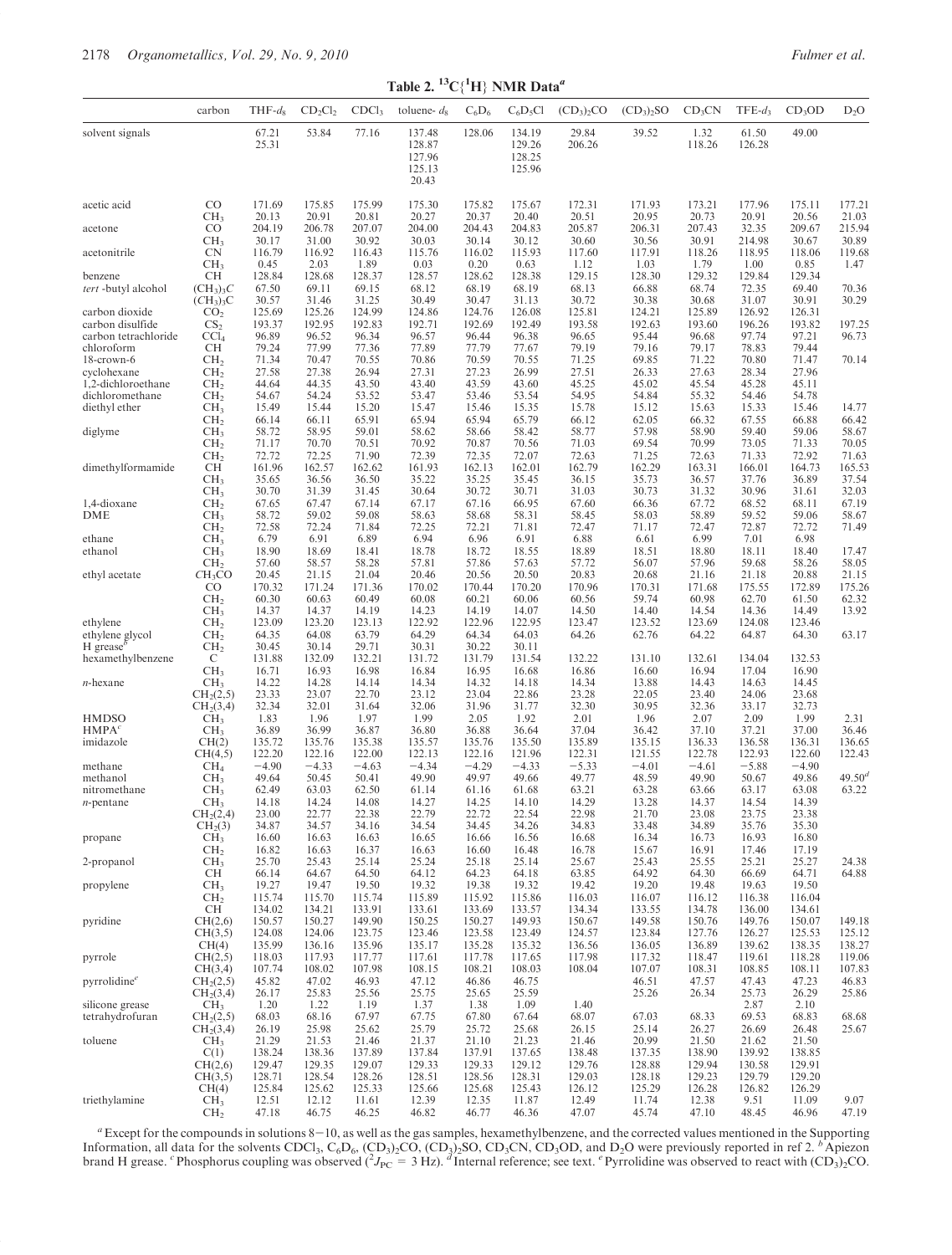**Table 2. $^{13}C\{^1H\}$ NMR Data[a]**

| | carbon | THF-$d_8$ | $CD_2Cl_2$ | $CDCl_3$ | toluene-$d_8$ | $C_6D_6$ | $C_6D_5Cl$ | $(CD_3)_2CO$ | $(CD_3)_2SO$ | $CD_3CN$ | TFE-$d_3$ | $CD_3OD$ | $D_2O$ |
|---|---|---|---|---|---|---|---|---|---|---|---|---|---|
| solvent signals | | 67.21 | 53.84 | 77.16 | 137.48 | 128.06 | 134.19 | 29.84 | 39.52 | 1.32 | 61.50 | 49.00 | |
| | | 25.31 | | | 128.87 | | 129.26 | 206.26 | | 118.26 | 126.28 | | |
| | | | | | 127.96 | | 128.25 | | | | | | |
| | | | | | 125.13 | | 125.96 | | | | | | |
| | | | | | 20.43 | | | | | | | | |
| acetic acid | CO | 171.69 | 175.85 | 175.99 | 175.30 | 175.82 | 175.67 | 172.31 | 171.93 | 173.21 | 177.96 | 175.11 | 177.21 |
| | $CH_3$ | 20.13 | 20.91 | 20.81 | 20.27 | 20.37 | 20.40 | 20.51 | 20.95 | 20.73 | 20.91 | 20.56 | 21.03 |
| acetone | CO | 204.19 | 206.78 | 207.07 | 204.00 | 204.43 | 204.83 | 205.87 | 206.31 | 207.43 | 32.35 | 209.67 | 215.94 |
| | $CH_3$ | 30.17 | 31.00 | 30.92 | 30.03 | 30.14 | 30.12 | 30.60 | 30.56 | 30.91 | 214.98 | 30.67 | 30.89 |
| acetonitrile | CN | 116.79 | 116.92 | 116.43 | 115.76 | 116.02 | 115.93 | 117.60 | 117.91 | 118.26 | 118.95 | 118.06 | 119.68 |
| | $CH_3$ | 0.45 | 2.03 | 1.89 | 0.03 | 0.20 | 0.63 | 1.12 | 1.03 | 1.79 | 1.00 | 0.85 | 1.47 |
| benzene | CH | 128.84 | 128.68 | 128.37 | 128.57 | 128.62 | 128.38 | 129.15 | 128.30 | 129.32 | 129.84 | 129.34 | |
| *tert*-butyl alcohol | $(CH_3)_3C$ | 67.50 | 69.11 | 69.15 | 68.12 | 68.19 | 68.19 | 68.13 | 66.88 | 68.74 | 72.35 | 69.40 | 70.36 |
| | $(CH_3)_3C$ | 30.57 | 31.46 | 31.25 | 30.49 | 30.47 | 31.13 | 30.72 | 30.38 | 30.68 | 31.07 | 30.91 | 30.29 |
| carbon dioxide | $CO_2$ | 125.69 | 125.26 | 124.99 | 124.86 | 124.76 | 126.08 | 125.81 | 124.21 | 125.89 | 126.92 | 126.31 | |
| carbon disulfide | $CS_2$ | 193.37 | 192.95 | 192.83 | 192.71 | 192.69 | 192.49 | 193.58 | 192.63 | 193.60 | 196.26 | 193.82 | 197.25 |
| carbon tetrachloride | $CCl_4$ | 96.89 | 96.52 | 96.34 | 96.57 | 96.44 | 96.38 | 96.65 | 95.44 | 96.68 | 97.74 | 97.21 | 96.73 |
| chloroform | CH | 79.24 | 77.99 | 77.36 | 77.89 | 77.79 | 77.67 | 79.19 | 79.16 | 79.17 | 78.83 | 79.44 | |
| 18-crown-6 | $CH_2$ | 71.34 | 70.47 | 70.55 | 70.86 | 70.59 | 70.55 | 71.25 | 69.85 | 71.22 | 70.80 | 71.47 | 70.14 |
| cyclohexane | $CH_2$ | 27.58 | 27.38 | 26.94 | 27.31 | 27.23 | 26.99 | 27.51 | 26.33 | 27.63 | 28.34 | 27.96 | |
| 1,2-dichloroethane | $CH_2$ | 44.64 | 44.35 | 43.50 | 43.40 | 43.59 | 43.60 | 45.25 | 45.02 | 45.54 | 45.28 | 45.11 | |
| dichloromethane | $CH_2$ | 54.67 | 54.24 | 53.52 | 53.47 | 53.46 | 53.54 | 54.95 | 54.84 | 55.32 | 54.46 | 54.78 | |
| diethyl ether | $CH_3$ | 15.49 | 15.44 | 15.20 | 15.47 | 15.46 | 15.35 | 15.78 | 15.12 | 15.63 | 15.33 | 15.46 | 14.77 |
| | $CH_2$ | 66.14 | 66.11 | 65.91 | 65.94 | 65.94 | 65.79 | 66.12 | 62.05 | 66.32 | 67.55 | 66.88 | 66.42 |
| diglyme | $CH_3$ | 58.72 | 58.95 | 59.01 | 58.62 | 58.66 | 58.42 | 58.77 | 57.98 | 58.90 | 59.40 | 59.06 | 58.67 |
| | $CH_2$ | 71.17 | 70.70 | 70.51 | 70.92 | 70.87 | 70.56 | 71.03 | 69.54 | 70.99 | 73.05 | 71.33 | 70.05 |
| | $CH_2$ | 72.72 | 72.25 | 71.90 | 72.39 | 72.35 | 72.07 | 72.63 | 71.25 | 72.63 | 71.33 | 72.92 | 71.63 |
| dimethylformamide | CH | 161.96 | 162.57 | 162.62 | 161.93 | 162.13 | 162.01 | 162.79 | 162.29 | 163.31 | 166.01 | 164.73 | 165.53 |
| | $CH_3$ | 35.65 | 36.56 | 36.50 | 35.22 | 35.25 | 35.45 | 36.15 | 35.73 | 36.57 | 37.76 | 36.89 | 37.54 |
| | $CH_3$ | 30.70 | 31.39 | 31.45 | 30.64 | 30.72 | 30.71 | 31.03 | 30.73 | 31.32 | 30.96 | 31.61 | 32.03 |
| 1,4-dioxane | $CH_2$ | 67.65 | 67.47 | 67.14 | 67.17 | 67.16 | 66.95 | 67.60 | 66.36 | 67.72 | 68.52 | 68.11 | 67.19 |
| DME | $CH_3$ | 58.72 | 59.02 | 59.08 | 58.63 | 58.68 | 58.31 | 58.45 | 58.03 | 58.89 | 59.52 | 59.06 | 58.67 |
| | $CH_2$ | 72.58 | 72.24 | 71.84 | 72.25 | 72.21 | 71.81 | 72.47 | 71.17 | 72.47 | 72.87 | 72.72 | 71.49 |
| ethane | $CH_3$ | 6.79 | 6.91 | 6.89 | 6.94 | 6.96 | 6.91 | 6.88 | 6.61 | 6.99 | 7.01 | 6.98 | |
| ethanol | $CH_3$ | 18.90 | 18.69 | 18.41 | 18.78 | 18.72 | 18.55 | 18.89 | 18.51 | 18.80 | 18.11 | 18.40 | 17.47 |
| | $CH_2$ | 57.60 | 58.57 | 58.28 | 57.81 | 57.86 | 57.63 | 57.72 | 56.07 | 57.96 | 59.68 | 58.26 | 58.05 |
| ethyl acetate | $CH_3CO$ | 20.45 | 21.15 | 21.04 | 20.46 | 20.56 | 20.50 | 20.83 | 20.68 | 21.16 | 21.18 | 20.88 | 21.15 |
| | CO | 170.32 | 171.24 | 171.36 | 170.02 | 170.44 | 170.20 | 170.96 | 170.31 | 171.68 | 175.55 | 172.89 | 175.26 |
| | $CH_2$ | 60.30 | 60.63 | 60.49 | 60.08 | 60.21 | 60.06 | 60.56 | 59.74 | 60.98 | 62.70 | 61.50 | 62.32 |
| | $CH_3$ | 14.37 | 14.37 | 14.19 | 14.23 | 14.19 | 14.07 | 14.50 | 14.40 | 14.54 | 14.36 | 14.49 | 13.92 |
| ethylene | $CH_2$ | 123.09 | 123.20 | 123.13 | 122.92 | 122.96 | 122.95 | 123.47 | 123.52 | 123.69 | 124.08 | 123.46 | |
| ethylene glycol | $CH_2$ | 64.35 | 64.08 | 63.79 | 64.29 | 64.34 | 64.03 | 64.26 | 62.76 | 64.22 | 64.87 | 64.30 | 63.17 |
| H grease[b] | $CH_2$ | 30.45 | 30.14 | 29.71 | 30.31 | 30.22 | 30.11 | | | | | | |
| hexamethylbenzene | C | 131.88 | 132.09 | 132.21 | 131.72 | 131.79 | 131.54 | 132.22 | 131.10 | 132.61 | 134.04 | 132.53 | |
| | $CH_3$ | 16.71 | 16.93 | 16.98 | 16.84 | 16.95 | 16.68 | 16.86 | 16.60 | 16.94 | 17.04 | 16.90 | |
| *n*-hexane | $CH_3$ | 14.22 | 14.28 | 14.14 | 14.34 | 14.32 | 14.18 | 14.34 | 13.88 | 14.43 | 14.63 | 14.45 | |
| | $CH_2(2,5)$ | 23.33 | 23.07 | 22.70 | 23.12 | 23.04 | 22.86 | 23.28 | 22.05 | 23.40 | 24.06 | 23.68 | |
| | $CH_2(3,4)$ | 32.34 | 32.01 | 31.64 | 32.06 | 31.96 | 31.77 | 32.30 | 30.95 | 32.36 | 33.17 | 32.73 | |
| HMDSO | $CH_3$ | 1.83 | 1.96 | 1.97 | 1.99 | 2.05 | 1.92 | 2.01 | 1.96 | 2.07 | 2.09 | 1.99 | 2.31 |
| HMPA[c] | $CH_3$ | 36.89 | 36.99 | 36.87 | 36.80 | 36.88 | 36.64 | 37.04 | 36.42 | 37.10 | 37.21 | 37.00 | 36.46 |
| imidazole | CH(2) | 135.72 | 135.76 | 135.38 | 135.57 | 135.76 | 135.50 | 135.89 | 135.15 | 136.33 | 136.58 | 136.31 | 136.65 |
| | CH(4,5) | 122.20 | 122.16 | 122.00 | 122.13 | 122.16 | 121.96 | 122.31 | 121.55 | 122.78 | 122.93 | 122.60 | 122.43 |
| methane | $CH_4$ | −4.90 | −4.33 | −4.63 | −4.34 | −4.29 | −4.33 | −5.33 | −4.01 | −4.61 | −5.88 | −4.90 | |
| methanol | $CH_3$ | 49.64 | 50.45 | 50.41 | 49.90 | 49.97 | 49.66 | 49.77 | 48.59 | 49.90 | 50.67 | 49.86 | 49.50[d] |
| nitromethane | $CH_3$ | 62.49 | 63.03 | 62.50 | 61.14 | 61.16 | 61.68 | 63.21 | 63.28 | 63.66 | 63.17 | 63.08 | 63.22 |
| *n*-pentane | $CH_3$ | 14.18 | 14.24 | 14.08 | 14.27 | 14.25 | 14.10 | 14.29 | 13.28 | 14.37 | 14.54 | 14.39 | |
| | $CH_2(2,4)$ | 23.00 | 22.77 | 22.38 | 22.79 | 22.72 | 22.54 | 22.98 | 21.70 | 23.08 | 23.75 | 23.38 | |
| | $CH_2(3)$ | 34.87 | 34.57 | 34.16 | 34.54 | 34.45 | 34.26 | 34.83 | 33.48 | 34.89 | 35.76 | 35.30 | |
| propane | $CH_3$ | 16.60 | 16.63 | 16.63 | 16.65 | 16.66 | 16.56 | 16.68 | 16.34 | 16.73 | 16.93 | 16.80 | |
| | $CH_2$ | 16.82 | 16.63 | 16.37 | 16.63 | 16.60 | 16.48 | 16.78 | 15.67 | 16.91 | 17.46 | 17.19 | |
| 2-propanol | $CH_3$ | 25.70 | 25.43 | 25.14 | 25.24 | 25.18 | 25.14 | 25.67 | 25.43 | 25.55 | 25.21 | 25.27 | 24.38 |
| | CH | 66.14 | 64.67 | 64.50 | 64.12 | 64.23 | 64.18 | 63.85 | 64.92 | 64.30 | 66.69 | 64.71 | 64.88 |
| propylene | $CH_3$ | 19.27 | 19.47 | 19.50 | 19.32 | 19.38 | 19.32 | 19.42 | 19.20 | 19.48 | 19.63 | 19.50 | |
| | $CH_2$ | 115.74 | 115.70 | 115.74 | 115.89 | 115.92 | 115.86 | 116.03 | 116.07 | 116.12 | 116.38 | 116.04 | |
| | CH | 134.02 | 134.21 | 133.91 | 133.61 | 133.69 | 133.57 | 134.34 | 133.55 | 134.78 | 136.00 | 134.61 | |
| pyridine | CH(2,6) | 150.57 | 150.27 | 149.90 | 150.25 | 150.27 | 149.93 | 150.67 | 149.58 | 150.76 | 149.76 | 150.07 | 149.18 |
| | CH(3,5) | 124.08 | 124.06 | 123.75 | 123.46 | 123.58 | 123.49 | 124.57 | 123.84 | 127.76 | 126.27 | 125.53 | 125.12 |
| | CH(4) | 135.99 | 136.16 | 135.96 | 135.17 | 135.28 | 135.32 | 136.56 | 136.05 | 136.89 | 139.62 | 138.35 | 138.27 |
| pyrrole | CH(2,5) | 118.03 | 117.93 | 117.77 | 117.61 | 117.78 | 117.65 | 117.98 | 117.32 | 118.47 | 119.61 | 118.28 | 119.06 |
| | CH(3,4) | 107.74 | 108.02 | 107.98 | 108.15 | 108.21 | 108.03 | 108.04 | 107.07 | 108.31 | 108.85 | 108.11 | 107.83 |
| pyrrolidine[e] | $CH_2(2,5)$ | 45.82 | 47.02 | 46.93 | 47.12 | 46.86 | 46.75 | | 46.51 | 47.57 | 47.43 | 47.23 | 46.83 |
| | $CH_2(3,4)$ | 26.17 | 25.83 | 25.56 | 25.75 | 25.65 | 25.59 | | 25.26 | 26.34 | 25.73 | 26.29 | 25.86 |
| silicone grease | $CH_3$ | 1.20 | 1.22 | 1.19 | 1.37 | 1.38 | 1.09 | 1.40 | | | 2.87 | 2.10 | |
| tetrahydrofuran | $CH_2(2,5)$ | 68.03 | 68.16 | 67.97 | 67.75 | 67.80 | 67.64 | 68.07 | 67.03 | 68.33 | 69.53 | 68.83 | 68.68 |
| | $CH_2(3,4)$ | 26.19 | 25.98 | 25.62 | 25.79 | 25.72 | 25.68 | 26.15 | 25.14 | 26.27 | 26.69 | 26.48 | 25.67 |
| toluene | $CH_3$ | 21.29 | 21.53 | 21.46 | 21.37 | 21.10 | 21.23 | 21.46 | 20.99 | 21.50 | 21.62 | 21.50 | |
| | C(1) | 138.24 | 138.36 | 137.89 | 137.84 | 137.91 | 137.65 | 138.48 | 137.35 | 138.90 | 139.92 | 138.85 | |
| | CH(2,6) | 129.47 | 129.35 | 129.07 | 129.33 | 129.33 | 129.12 | 129.76 | 128.88 | 129.94 | 130.58 | 129.91 | |
| | CH(3,5) | 128.71 | 128.54 | 128.26 | 128.51 | 128.56 | 128.31 | 129.03 | 128.18 | 129.23 | 129.79 | 129.20 | |
| | CH(4) | 125.84 | 125.62 | 125.33 | 125.66 | 125.68 | 125.43 | 126.12 | 125.29 | 126.28 | 126.82 | 126.29 | |
| triethylamine | $CH_3$ | 12.51 | 12.12 | 11.61 | 12.39 | 12.35 | 11.87 | 12.49 | 11.74 | 12.38 | 9.51 | 11.09 | 9.07 |
| | $CH_2$ | 47.18 | 46.75 | 46.25 | 46.82 | 46.77 | 46.36 | 47.07 | 45.74 | 47.10 | 48.45 | 46.96 | 47.19 |

[a] Except for the compounds in solutions 8−10, as well as the gas samples, hexamethylbenzene, and the corrected values mentioned in the Supporting Information, all data for the solvents $CDCl_3$, $C_6D_6$, $(CD_3)_2CO$, $(CD_3)_2SO$, $CD_3CN$, $CD_3OD$, and $D_2O$ were previously reported in ref 2. [b] Apiezon brand H grease. [c] Phosphorus coupling was observed ($^2J_{PC}$ = 3 Hz). [d] Internal reference; see text. [e] Pyrrolidine was observed to react with $(CD_3)_2CO$.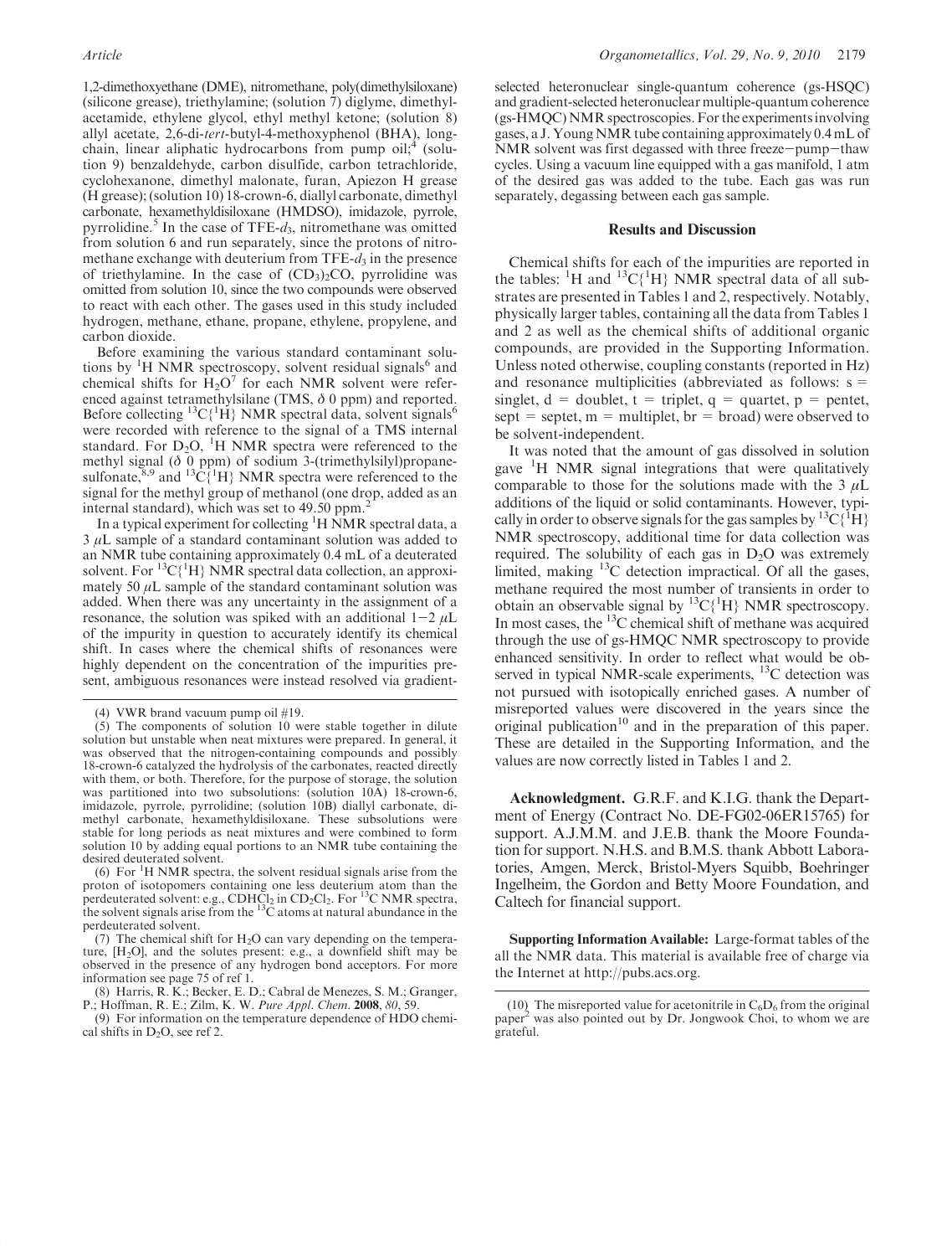1,2-dimethoxyethane (DME), nitromethane, poly(dimethylsiloxane) (silicone grease), triethylamine; (solution 7) diglyme, dimethylacetamide, ethylene glycol, ethyl methyl ketone; (solution 8) allyl acetate, 2,6-di-*tert*-butyl-4-methoxyphenol (BHA), long-chain, linear aliphatic hydrocarbons from pump oil;[4] (solution 9) benzaldehyde, carbon disulfide, carbon tetrachloride, cyclohexanone, dimethyl malonate, furan, Apiezon H grease (H grease); (solution 10) 18-crown-6, diallyl carbonate, dimethyl carbonate, hexamethyldisiloxane (HMDSO), imidazole, pyrrole, pyrrolidine.[5] In the case of TFE-$d_3$, nitromethane was omitted from solution 6 and run separately, since the protons of nitromethane exchange with deuterium from TFE-$d_3$ in the presence of triethylamine. In the case of $(CD_3)_2CO$, pyrrolidine was omitted from solution 10, since the two compounds were observed to react with each other. The gases used in this study included hydrogen, methane, ethane, propane, ethylene, propylene, and carbon dioxide.

Before examining the various standard contaminant solutions by $^1$H NMR spectroscopy, solvent residual signals[6] and chemical shifts for $H_2O$[7] for each NMR solvent were referenced against tetramethylsilane (TMS, $\delta$ 0 ppm) and reported. Before collecting $^{13}C\{^1H\}$ NMR spectral data, solvent signals[6] were recorded with reference to the signal of a TMS internal standard. For $D_2O$, $^1$H NMR spectra were referenced to the methyl signal ($\delta$ 0 ppm) of sodium 3-(trimethylsilyl)propanesulfonate,[8,9] and $^{13}C\{^1H\}$ NMR spectra were referenced to the signal for the methyl group of methanol (one drop, added as an internal standard), which was set to 49.50 ppm.[2]

In a typical experiment for collecting $^1$H NMR spectral data, a 3 $\mu$L sample of a standard contaminant solution was added to an NMR tube containing approximately 0.4 mL of a deuterated solvent. For $^{13}C\{^1H\}$ NMR spectral data collection, an approximately 50 $\mu$L sample of the standard contaminant solution was added. When there was any uncertainty in the assignment of a resonance, the solution was spiked with an additional 1−2 $\mu$L of the impurity in question to accurately identify its chemical shift. In cases where the chemical shifts of resonances were highly dependent on the concentration of the impurities present, ambiguous resonances were instead resolved via gradient-selected heteronuclear single-quantum coherence (gs-HSQC) and gradient-selected heteronuclear multiple-quantum coherence (gs-HMQC) NMR spectroscopies. For the experiments involving gases, a J. Young NMR tube containing approximately 0.4 mL of NMR solvent was first degassed with three freeze−pump−thaw cycles. Using a vacuum line equipped with a gas manifold, 1 atm of the desired gas was added to the tube. Each gas was run separately, degassing between each gas sample.

## Results and Discussion

Chemical shifts for each of the impurities are reported in the tables: $^1$H and $^{13}C\{^1H\}$ NMR spectral data of all substrates are presented in Tables 1 and 2, respectively. Notably, physically larger tables, containing all the data from Tables 1 and 2 as well as the chemical shifts of additional organic compounds, are provided in the Supporting Information. Unless noted otherwise, coupling constants (reported in Hz) and resonance multiplicities (abbreviated as follows: s = singlet, d = doublet, t = triplet, q = quartet, p = pentet, sept = septet, m = multiplet, br = broad) were observed to be solvent-independent.

It was noted that the amount of gas dissolved in solution gave $^1$H NMR signal integrations that were qualitatively comparable to those for the solutions made with the 3 $\mu$L additions of the liquid or solid contaminants. However, typically in order to observe signals for the gas samples by $^{13}C\{^1H\}$ NMR spectroscopy, additional time for data collection was required. The solubility of each gas in $D_2O$ was extremely limited, making $^{13}$C detection impractical. Of all the gases, methane required the most number of transients in order to obtain an observable signal by $^{13}C\{^1H\}$ NMR spectroscopy. In most cases, the $^{13}$C chemical shift of methane was acquired through the use of gs-HMQC NMR spectroscopy to provide enhanced sensitivity. In order to reflect what would be observed in typical NMR-scale experiments, $^{13}$C detection was not pursued with isotopically enriched gases. A number of misreported values were discovered in the years since the original publication[10] and in the preparation of this paper. These are detailed in the Supporting Information, and the values are now correctly listed in Tables 1 and 2.

**Acknowledgment.** G.R.F. and K.I.G. thank the Department of Energy (Contract No. DE-FG02-06ER15765) for support. A.J.M.M. and J.E.B. thank the Moore Foundation for support. N.H.S. and B.M.S. thank Abbott Laboratories, Amgen, Merck, Bristol-Myers Squibb, Boehringer Ingelheim, the Gordon and Betty Moore Foundation, and Caltech for financial support.

**Supporting Information Available:** Large-format tables of the all the NMR data. This material is available free of charge via the Internet at http://pubs.acs.org.

---

(4) VWR brand vacuum pump oil #19.

(5) The components of solution 10 were stable together in dilute solution but unstable when neat mixtures were prepared. In general, it was observed that the nitrogen-containing compounds and possibly 18-crown-6 catalyzed the hydrolysis of the carbonates, reacted directly with them, or both. Therefore, for the purpose of storage, the solution was partitioned into two subsolutions: (solution 10A) 18-crown-6, imidazole, pyrrole, pyrrolidine; (solution 10B) diallyl carbonate, dimethyl carbonate, hexamethyldisiloxane. These subsolutions were stable for long periods as neat mixtures and were combined to form solution 10 by adding equal portions to an NMR tube containing the desired deuterated solvent.

(6) For $^1$H NMR spectra, the solvent residual signals arise from the proton of isotopomers containing one less deuterium atom than the perdeuterated solvent: e.g., $CDHCl_2$ in $CD_2Cl_2$. For $^{13}$C NMR spectra, the solvent signals arise from the $^{13}$C atoms at natural abundance in the perdeuterated solvent.

(7) The chemical shift for $H_2O$ can vary depending on the temperature, $[H_2O]$, and the solutes present: e.g., a downfield shift may be observed in the presence of any hydrogen bond acceptors. For more information see page 75 of ref 1.

(8) Harris, R. K.; Becker, E. D.; Cabral de Menezes, S. M.; Granger, P.; Hoffman, R. E.; Zilm, K. W. *Pure Appl. Chem.* **2008**, *80*, 59.

(9) For information on the temperature dependence of HDO chemical shifts in $D_2O$, see ref 2.

(10) The misreported value for acetonitrile in $C_6D_6$ from the original paper[2] was also pointed out by Dr. Jongwook Choi, to whom we are grateful.